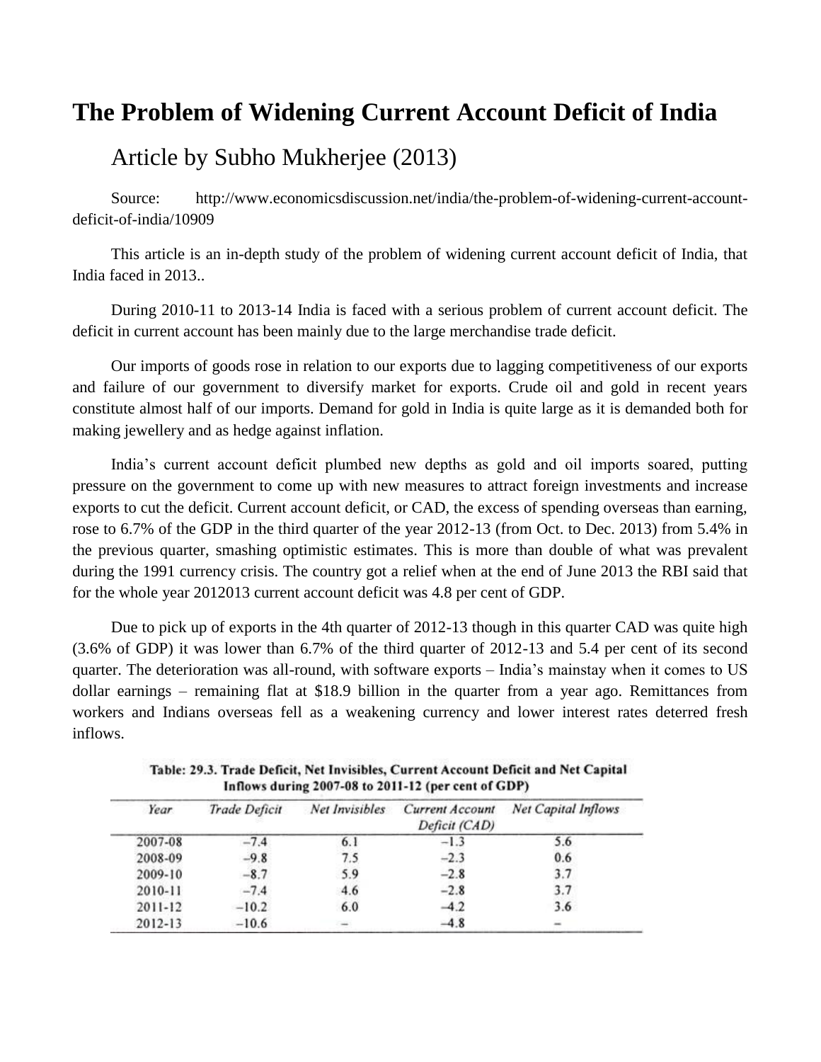# The Problem of Widening Current Account Deficit of India

## Article by Subho Mukherjee (2013)

Source: http://www.economicsdiscussion.net/india/the-problem-of-widening-current-account-deficit-of-india/10909

This article is an in-depth study of the problem of widening current account deficit of India, that India faced in 2013..

During 2010-11 to 2013-14 India is faced with a serious problem of current account deficit. The deficit in current account has been mainly due to the large merchandise trade deficit.

Our imports of goods rose in relation to our exports due to lagging competitiveness of our exports and failure of our government to diversify market for exports. Crude oil and gold in recent years constitute almost half of our imports. Demand for gold in India is quite large as it is demanded both for making jewellery and as hedge against inflation.

India's current account deficit plumbed new depths as gold and oil imports soared, putting pressure on the government to come up with new measures to attract foreign investments and increase exports to cut the deficit. Current account deficit, or CAD, the excess of spending overseas than earning, rose to 6.7% of the GDP in the third quarter of the year 2012-13 (from Oct. to Dec. 2013) from 5.4% in the previous quarter, smashing optimistic estimates. This is more than double of what was prevalent during the 1991 currency crisis. The country got a relief when at the end of June 2013 the RBI said that for the whole year 2012013 current account deficit was 4.8 per cent of GDP.

Due to pick up of exports in the 4th quarter of 2012-13 though in this quarter CAD was quite high (3.6% of GDP) it was lower than 6.7% of the third quarter of 2012-13 and 5.4 per cent of its second quarter. The deterioration was all-round, with software exports – India's mainstay when it comes to US dollar earnings – remaining flat at $18.9 billion in the quarter from a year ago. Remittances from workers and Indians overseas fell as a weakening currency and lower interest rates deterred fresh inflows.

**Table: 29.3. Trade Deficit, Net Invisibles, Current Account Deficit and Net Capital Inflows during 2007-08 to 2011-12 (per cent of GDP)**

| *Year* | *Trade Deficit* | *Net Invisibles* | *Current Account Deficit (CAD)* | *Net Capital Inflows* |
|---|---|---|---|---|
| 2007-08 | −7.4 | 6.1 | −1.3 | 5.6 |
| 2008-09 | −9.8 | 7.5 | −2.3 | 0.6 |
| 2009-10 | −8.7 | 5.9 | −2.8 | 3.7 |
| 2010-11 | −7.4 | 4.6 | −2.8 | 3.7 |
| 2011-12 | −10.2 | 6.0 | −4.2 | 3.6 |
| 2012-13 | −10.6 | – | −4.8 | – |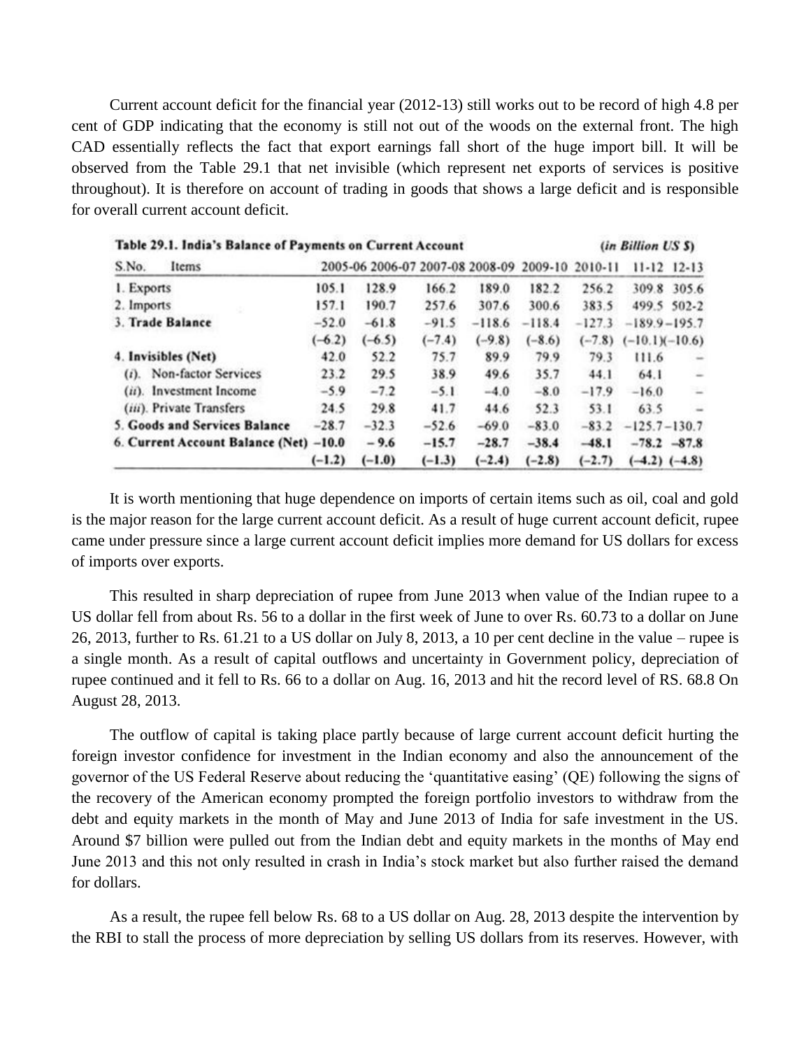Current account deficit for the financial year (2012-13) still works out to be record of high 4.8 per cent of GDP indicating that the economy is still not out of the woods on the external front. The high CAD essentially reflects the fact that export earnings fall short of the huge import bill. It will be observed from the Table 29.1 that net invisible (which represent net exports of services is positive throughout). It is therefore on account of trading in goods that shows a large deficit and is responsible for overall current account deficit.

**Table 29.1. India's Balance of Payments on Current Account** *(in Billion US $)*

| S.No. Items | 2005-06 | 2006-07 | 2007-08 | 2008-09 | 2009-10 | 2010-11 | 11-12 | 12-13 |
|---|---|---|---|---|---|---|---|---|
| 1. Exports | 105.1 | 128.9 | 166.2 | 189.0 | 182.2 | 256.2 | 309.8 | 305.6 |
| 2. Imports | 157.1 | 190.7 | 257.6 | 307.6 | 300.6 | 383.5 | 499.5 | 502-2 |
| **3. Trade Balance** | −52.0 | −61.8 | −91.5 | −118.6 | −118.4 | −127.3 | −189.9 | −195.7 |
| | (−6.2) | (−6.5) | (−7.4) | (−9.8) | (−8.6) | (−7.8) | (−10.1) | (−10.6) |
| **4. Invisibles (Net)** | 42.0 | 52.2 | 75.7 | 89.9 | 79.9 | 79.3 | 111.6 | – |
| (*i*). Non-factor Services | 23.2 | 29.5 | 38.9 | 49.6 | 35.7 | 44.1 | 64.1 | – |
| (*ii*). Investment Income | −5.9 | −7.2 | −5.1 | −4.0 | −8.0 | −17.9 | −16.0 | – |
| (*iii*). Private Transfers | 24.5 | 29.8 | 41.7 | 44.6 | 52.3 | 53.1 | 63.5 | – |
| **5. Goods and Services Balance** | −28.7 | −32.3 | −52.6 | −69.0 | −83.0 | −83.2 | −125.7 | −130.7 |
| **6. Current Account Balance (Net)** | −10.0 | − 9.6 | −15.7 | −28.7 | −38.4 | −48.1 | −78.2 | −87.8 |
| | (−1.2) | (−1.0) | (−1.3) | (−2.4) | (−2.8) | (−2.7) | (−4.2) | (−4.8) |

It is worth mentioning that huge dependence on imports of certain items such as oil, coal and gold is the major reason for the large current account deficit. As a result of huge current account deficit, rupee came under pressure since a large current account deficit implies more demand for US dollars for excess of imports over exports.

This resulted in sharp depreciation of rupee from June 2013 when value of the Indian rupee to a US dollar fell from about Rs. 56 to a dollar in the first week of June to over Rs. 60.73 to a dollar on June 26, 2013, further to Rs. 61.21 to a US dollar on July 8, 2013, a 10 per cent decline in the value – rupee is a single month. As a result of capital outflows and uncertainty in Government policy, depreciation of rupee continued and it fell to Rs. 66 to a dollar on Aug. 16, 2013 and hit the record level of RS. 68.8 On August 28, 2013.

The outflow of capital is taking place partly because of large current account deficit hurting the foreign investor confidence for investment in the Indian economy and also the announcement of the governor of the US Federal Reserve about reducing the 'quantitative easing' (QE) following the signs of the recovery of the American economy prompted the foreign portfolio investors to withdraw from the debt and equity markets in the month of May and June 2013 of India for safe investment in the US. Around $7 billion were pulled out from the Indian debt and equity markets in the months of May end June 2013 and this not only resulted in crash in India's stock market but also further raised the demand for dollars.

As a result, the rupee fell below Rs. 68 to a US dollar on Aug. 28, 2013 despite the intervention by the RBI to stall the process of more depreciation by selling US dollars from its reserves. However, with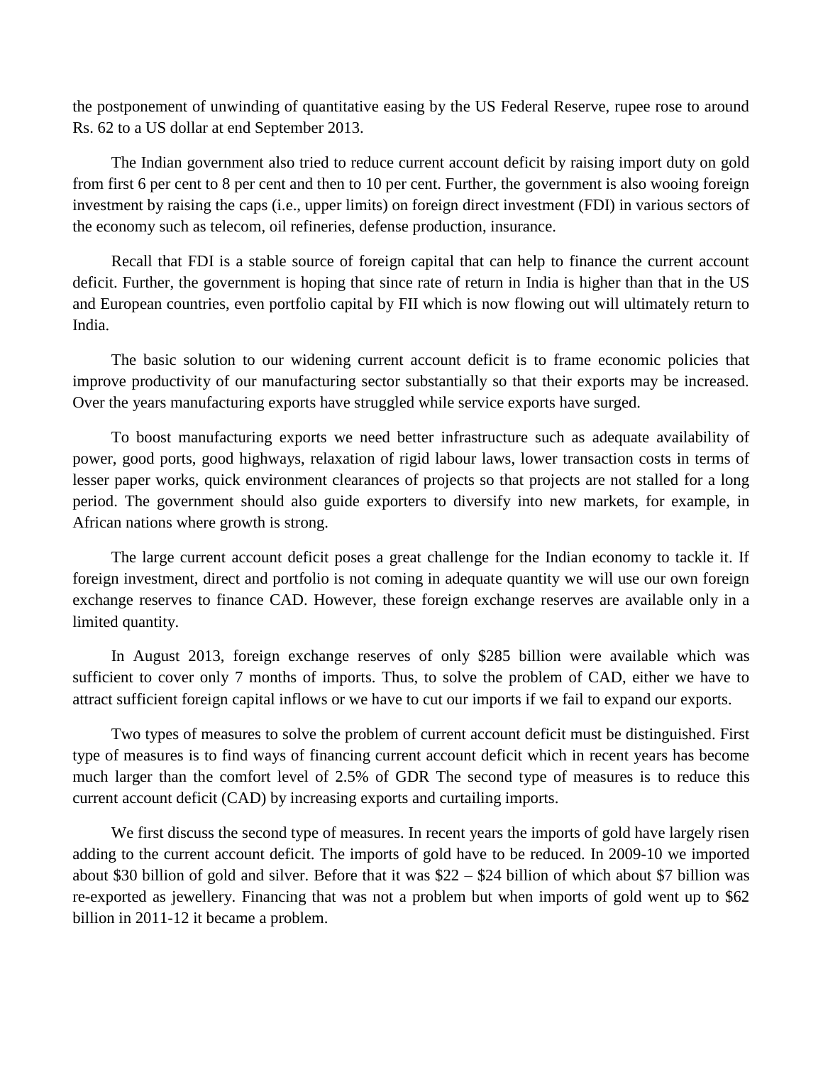the postponement of unwinding of quantitative easing by the US Federal Reserve, rupee rose to around Rs. 62 to a US dollar at end September 2013.

The Indian government also tried to reduce current account deficit by raising import duty on gold from first 6 per cent to 8 per cent and then to 10 per cent. Further, the government is also wooing foreign investment by raising the caps (i.e., upper limits) on foreign direct investment (FDI) in various sectors of the economy such as telecom, oil refineries, defense production, insurance.

Recall that FDI is a stable source of foreign capital that can help to finance the current account deficit. Further, the government is hoping that since rate of return in India is higher than that in the US and European countries, even portfolio capital by FII which is now flowing out will ultimately return to India.

The basic solution to our widening current account deficit is to frame economic policies that improve productivity of our manufacturing sector substantially so that their exports may be increased. Over the years manufacturing exports have struggled while service exports have surged.

To boost manufacturing exports we need better infrastructure such as adequate availability of power, good ports, good highways, relaxation of rigid labour laws, lower transaction costs in terms of lesser paper works, quick environment clearances of projects so that projects are not stalled for a long period. The government should also guide exporters to diversify into new markets, for example, in African nations where growth is strong.

The large current account deficit poses a great challenge for the Indian economy to tackle it. If foreign investment, direct and portfolio is not coming in adequate quantity we will use our own foreign exchange reserves to finance CAD. However, these foreign exchange reserves are available only in a limited quantity.

In August 2013, foreign exchange reserves of only $285 billion were available which was sufficient to cover only 7 months of imports. Thus, to solve the problem of CAD, either we have to attract sufficient foreign capital inflows or we have to cut our imports if we fail to expand our exports.

Two types of measures to solve the problem of current account deficit must be distinguished. First type of measures is to find ways of financing current account deficit which in recent years has become much larger than the comfort level of 2.5% of GDR The second type of measures is to reduce this current account deficit (CAD) by increasing exports and curtailing imports.

We first discuss the second type of measures. In recent years the imports of gold have largely risen adding to the current account deficit. The imports of gold have to be reduced. In 2009-10 we imported about $30 billion of gold and silver. Before that it was $22 – $24 billion of which about $7 billion was re-exported as jewellery. Financing that was not a problem but when imports of gold went up to $62 billion in 2011-12 it became a problem.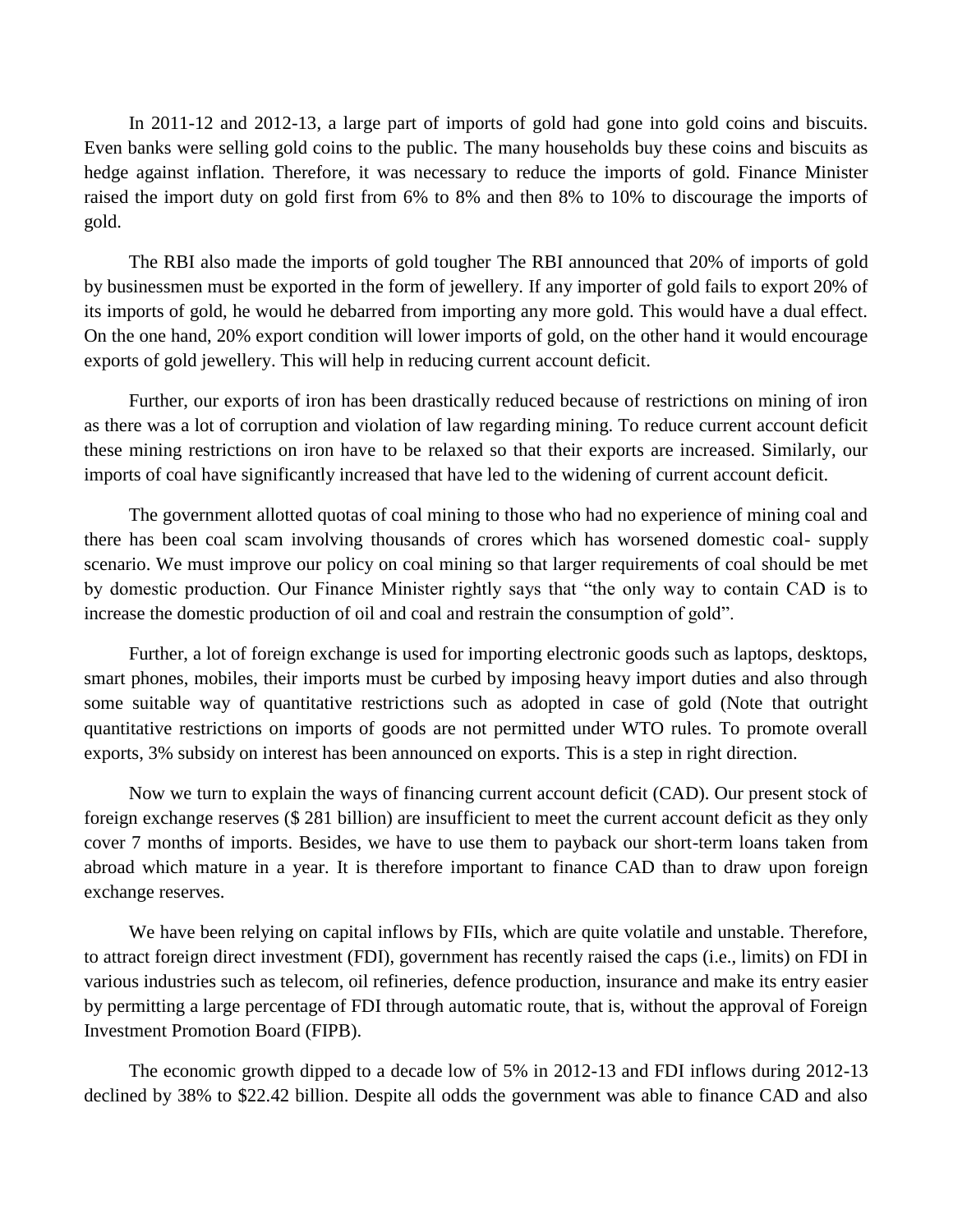In 2011-12 and 2012-13, a large part of imports of gold had gone into gold coins and biscuits. Even banks were selling gold coins to the public. The many households buy these coins and biscuits as hedge against inflation. Therefore, it was necessary to reduce the imports of gold. Finance Minister raised the import duty on gold first from 6% to 8% and then 8% to 10% to discourage the imports of gold.

The RBI also made the imports of gold tougher The RBI announced that 20% of imports of gold by businessmen must be exported in the form of jewellery. If any importer of gold fails to export 20% of its imports of gold, he would he debarred from importing any more gold. This would have a dual effect. On the one hand, 20% export condition will lower imports of gold, on the other hand it would encourage exports of gold jewellery. This will help in reducing current account deficit.

Further, our exports of iron has been drastically reduced because of restrictions on mining of iron as there was a lot of corruption and violation of law regarding mining. To reduce current account deficit these mining restrictions on iron have to be relaxed so that their exports are increased. Similarly, our imports of coal have significantly increased that have led to the widening of current account deficit.

The government allotted quotas of coal mining to those who had no experience of mining coal and there has been coal scam involving thousands of crores which has worsened domestic coal- supply scenario. We must improve our policy on coal mining so that larger requirements of coal should be met by domestic production. Our Finance Minister rightly says that "the only way to contain CAD is to increase the domestic production of oil and coal and restrain the consumption of gold".

Further, a lot of foreign exchange is used for importing electronic goods such as laptops, desktops, smart phones, mobiles, their imports must be curbed by imposing heavy import duties and also through some suitable way of quantitative restrictions such as adopted in case of gold (Note that outright quantitative restrictions on imports of goods are not permitted under WTO rules. To promote overall exports, 3% subsidy on interest has been announced on exports. This is a step in right direction.

Now we turn to explain the ways of financing current account deficit (CAD). Our present stock of foreign exchange reserves ($ 281 billion) are insufficient to meet the current account deficit as they only cover 7 months of imports. Besides, we have to use them to payback our short-term loans taken from abroad which mature in a year. It is therefore important to finance CAD than to draw upon foreign exchange reserves.

We have been relying on capital inflows by FIIs, which are quite volatile and unstable. Therefore, to attract foreign direct investment (FDI), government has recently raised the caps (i.e., limits) on FDI in various industries such as telecom, oil refineries, defence production, insurance and make its entry easier by permitting a large percentage of FDI through automatic route, that is, without the approval of Foreign Investment Promotion Board (FIPB).

The economic growth dipped to a decade low of 5% in 2012-13 and FDI inflows during 2012-13 declined by 38% to $22.42 billion. Despite all odds the government was able to finance CAD and also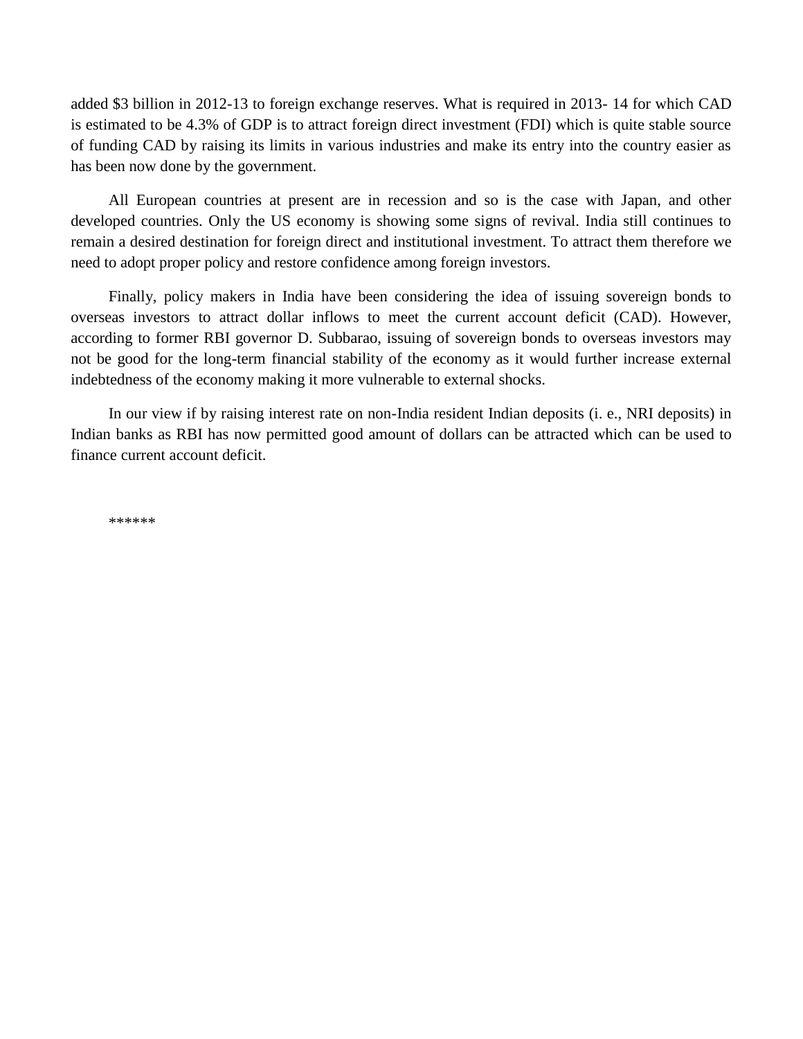added $3 billion in 2012-13 to foreign exchange reserves. What is required in 2013- 14 for which CAD is estimated to be 4.3% of GDP is to attract foreign direct investment (FDI) which is quite stable source of funding CAD by raising its limits in various industries and make its entry into the country easier as has been now done by the government.

All European countries at present are in recession and so is the case with Japan, and other developed countries. Only the US economy is showing some signs of revival. India still continues to remain a desired destination for foreign direct and institutional investment. To attract them therefore we need to adopt proper policy and restore confidence among foreign investors.

Finally, policy makers in India have been considering the idea of issuing sovereign bonds to overseas investors to attract dollar inflows to meet the current account deficit (CAD). However, according to former RBI governor D. Subbarao, issuing of sovereign bonds to overseas investors may not be good for the long-term financial stability of the economy as it would further increase external indebtedness of the economy making it more vulnerable to external shocks.

In our view if by raising interest rate on non-India resident Indian deposits (i. e., NRI deposits) in Indian banks as RBI has now permitted good amount of dollars can be attracted which can be used to finance current account deficit.

******